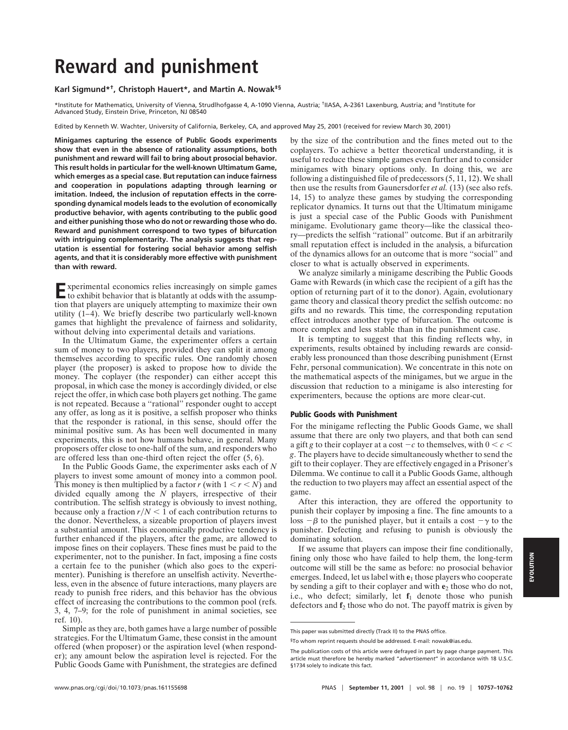# Reward and punishment

**Karl Sigmund[*†], Christoph Hauert[*], and Martin A. Nowak[‡§]**

[*]Institute for Mathematics, University of Vienna, Strudlhofgasse 4, A-1090 Vienna, Austria; [†]IIASA, A-2361 Laxenburg, Austria; and [‡]Institute for Advanced Study, Einstein Drive, Princeton, NJ 08540

Edited by Kenneth W. Wachter, University of California, Berkeley, CA, and approved May 25, 2001 (received for review March 30, 2001)

**Minigames capturing the essence of Public Goods experiments show that even in the absence of rationality assumptions, both punishment and reward will fail to bring about prosocial behavior. This result holds in particular for the well-known Ultimatum Game, which emerges as a special case. But reputation can induce fairness and cooperation in populations adapting through learning or imitation. Indeed, the inclusion of reputation effects in the corresponding dynamical models leads to the evolution of economically productive behavior, with agents contributing to the public good and either punishing those who do not or rewarding those who do. Reward and punishment correspond to two types of bifurcation with intriguing complementarity. The analysis suggests that reputation is essential for fostering social behavior among selfish agents, and that it is considerably more effective with punishment than with reward.**

Experimental economics relies increasingly on simple games to exhibit behavior that is blatantly at odds with the assumption that players are uniquely attempting to maximize their own utility (1–4). We briefly describe two particularly well-known games that highlight the prevalence of fairness and solidarity, without delving into experimental details and variations.

In the Ultimatum Game, the experimenter offers a certain sum of money to two players, provided they can split it among themselves according to specific rules. One randomly chosen player (the proposer) is asked to propose how to divide the money. The coplayer (the responder) can either accept this proposal, in which case the money is accordingly divided, or else reject the offer, in which case both players get nothing. The game is not repeated. Because a "rational" responder ought to accept any offer, as long as it is positive, a selfish proposer who thinks that the responder is rational, in this sense, should offer the minimal positive sum. As has been well documented in many experiments, this is not how humans behave, in general. Many proposers offer close to one-half of the sum, and responders who are offered less than one-third often reject the offer (5, 6).

In the Public Goods Game, the experimenter asks each of $N$ players to invest some amount of money into a common pool. This money is then multiplied by a factor $r$ (with $1 < r < N$) and divided equally among the $N$ players, irrespective of their contribution. The selfish strategy is obviously to invest nothing, because only a fraction $r/N < 1$ of each contribution returns to the donor. Nevertheless, a sizeable proportion of players invest a substantial amount. This economically productive tendency is further enhanced if the players, after the game, are allowed to impose fines on their coplayers. These fines must be paid to the experimenter, not to the punisher. In fact, imposing a fine costs a certain fee to the punisher (which also goes to the experimenter). Punishing is therefore an unselfish activity. Nevertheless, even in the absence of future interactions, many players are ready to punish free riders, and this behavior has the obvious effect of increasing the contributions to the common pool (refs. 3, 4, 7–9; for the role of punishment in animal societies, see ref. 10).

Simple as they are, both games have a large number of possible strategies. For the Ultimatum Game, these consist in the amount offered (when proposer) or the aspiration level (when responder); any amount below the aspiration level is rejected. For the Public Goods Game with Punishment, the strategies are defined by the size of the contribution and the fines meted out to the coplayers. To achieve a better theoretical understanding, it is useful to reduce these simple games even further and to consider minigames with binary options only. In doing this, we are following a distinguished file of predecessors (5, 11, 12). We shall then use the results from Gaunersdorfer *et al.* (13) (see also refs. 14, 15) to analyze these games by studying the corresponding replicator dynamics. It turns out that the Ultimatum minigame is just a special case of the Public Goods with Punishment minigame. Evolutionary game theory—like the classical theory—predicts the selfish "rational" outcome. But if an arbitrarily small reputation effect is included in the analysis, a bifurcation of the dynamics allows for an outcome that is more "social" and closer to what is actually observed in experiments.

We analyze similarly a minigame describing the Public Goods Game with Rewards (in which case the recipient of a gift has the option of returning part of it to the donor). Again, evolutionary game theory and classical theory predict the selfish outcome: no gifts and no rewards. This time, the corresponding reputation effect introduces another type of bifurcation. The outcome is more complex and less stable than in the punishment case.

It is tempting to suggest that this finding reflects why, in experiments, results obtained by including rewards are considerably less pronounced than those describing punishment (Ernst Fehr, personal communication). We concentrate in this note on the mathematical aspects of the minigames, but we argue in the discussion that reduction to a minigame is also interesting for experimenters, because the options are more clear-cut.

### Public Goods with Punishment

For the minigame reflecting the Public Goods Game, we shall assume that there are only two players, and that both can send a gift $g$ to their coplayer at a cost $-c$ to themselves, with $0 < c < g$. The players have to decide simultaneously whether to send the gift to their coplayer. They are effectively engaged in a Prisoner's Dilemma. We continue to call it a Public Goods Game, although the reduction to two players may affect an essential aspect of the game.

After this interaction, they are offered the opportunity to punish their coplayer by imposing a fine. The fine amounts to a loss $-\beta$ to the punished player, but it entails a cost $-\gamma$ to the punisher. Defecting and refusing to punish is obviously the dominating solution.

If we assume that players can impose their fine conditionally, fining only those who have failed to help them, the long-term outcome will still be the same as before: no prosocial behavior emerges. Indeed, let us label with $\mathbf{e}_1$ those players who cooperate by sending a gift to their coplayer and with $\mathbf{e}_2$ those who do not, i.e., who defect; similarly, let $\mathbf{f}_1$ denote those who punish defectors and $\mathbf{f}_2$ those who do not. The payoff matrix is given by

This paper was submitted directly (Track II) to the PNAS office.

§To whom reprint requests should be addressed. E-mail: nowak@ias.edu.

The publication costs of this article were defrayed in part by page charge payment. This article must therefore be hereby marked "*advertisement*" in accordance with 18 U.S.C. §1734 solely to indicate this fact.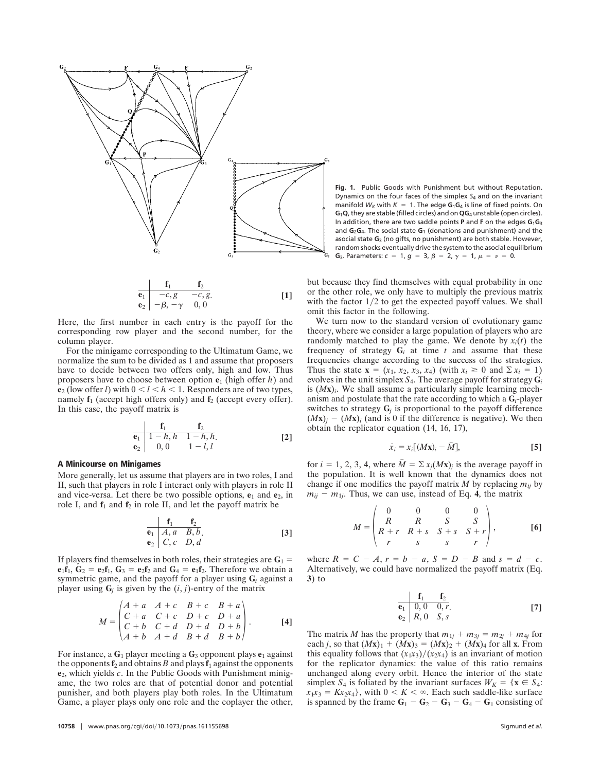**Fig. 1.** Public Goods with Punishment but without Reputation. Dynamics on the four faces of the simplex $S_4$ and on the invariant manifold $W_K$ with $K = 1$. The edge $\mathbf{G}_1\mathbf{G}_4$ is line of fixed points. On $\mathbf{G}_1\mathbf{Q}$, they are stable (filled circles) and on $\mathbf{Q}\mathbf{G}_4$ unstable (open circles). In addition, there are two saddle points $\mathbf{P}$ and $\mathbf{F}$ on the edges $\mathbf{G}_1\mathbf{G}_3$ and $\mathbf{G}_2\mathbf{G}_4$. The social state $\mathbf{G}_1$ (donations and punishment) and the asocial state $\mathbf{G}_3$ (no gifts, no punishment) are both stable. However, random shocks eventually drive the system to the asocial equilibrium $\mathbf{G}_3$. Parameters: $c = 1$, $g = 3$, $\beta = 2$, $\gamma = 1$, $\mu = \nu = 0$.

$$
\begin{array}{c|cc}
 & \mathbf{f}_1 & \mathbf{f}_2 \\
\hline
\mathbf{e}_1 & -c, g & -c, g. \\
\mathbf{e}_2 & -\beta, -\gamma & 0, 0
\end{array}
\qquad [1]
$$

Here, the first number in each entry is the payoff for the corresponding row player and the second number, for the column player.

For the minigame corresponding to the Ultimatum Game, we normalize the sum to be divided as 1 and assume that proposers have to decide between two offers only, high and low. Thus proposers have to choose between option $\mathbf{e}_1$ (high offer $h$) and $\mathbf{e}_2$ (low offer $l$) with $0 < l < h < 1$. Responders are of two types, namely $\mathbf{f}_1$ (accept high offers only) and $\mathbf{f}_2$ (accept every offer). In this case, the payoff matrix is

$$
\begin{array}{c|cc}
 & \mathbf{f}_1 & \mathbf{f}_2 \\
\hline
\mathbf{e}_1 & 1-h, h & 1-h, h. \\
\mathbf{e}_2 & 0, 0 & 1-l, l
\end{array}
\qquad [2]
$$

## A Minicourse on Minigames

More generally, let us assume that players are in two roles, I and II, such that players in role I interact only with players in role II and vice-versa. Let there be two possible options, $\mathbf{e}_1$ and $\mathbf{e}_2$, in role I, and $\mathbf{f}_1$ and $\mathbf{f}_2$ in role II, and let the payoff matrix be

$$
\begin{array}{c|cc}
 & \mathbf{f}_1 & \mathbf{f}_2 \\
\hline
\mathbf{e}_1 & A, a & B, b. \\
\mathbf{e}_2 & C, c & D, d
\end{array}
\qquad [3]
$$

If players find themselves in both roles, their strategies are $\mathbf{G}_1 = \mathbf{e}_1\mathbf{f}_1$, $\mathbf{G}_2 = \mathbf{e}_2\mathbf{f}_1$, $\mathbf{G}_3 = \mathbf{e}_2\mathbf{f}_2$ and $\mathbf{G}_4 = \mathbf{e}_1\mathbf{f}_2$. Therefore we obtain a symmetric game, and the payoff for a player using $\mathbf{G}_i$ against a player using $\mathbf{G}_j$ is given by the $(i, j)$-entry of the matrix

$$
M = \begin{pmatrix} A+a & A+c & B+c & B+a \\ C+a & C+c & D+c & D+a \\ C+b & C+d & D+d & D+b \\ A+b & A+d & B+d & B+b \end{pmatrix}. \qquad [4]
$$

For instance, a $\mathbf{G}_1$ player meeting a $\mathbf{G}_3$ opponent plays $\mathbf{e}_1$ against the opponents $\mathbf{f}_2$ and obtains $B$ and plays $\mathbf{f}_1$ against the opponents $\mathbf{e}_2$, which yields $c$. In the Public Goods with Punishment minigame, the two roles are that of potential donor and potential punisher, and both players play both roles. In the Ultimatum Game, a player plays only one role and the coplayer the other, but because they find themselves with equal probability in one or the other role, we only have to multiply the previous matrix with the factor $1/2$ to get the expected payoff values. We shall omit this factor in the following.

We turn now to the standard version of evolutionary game theory, where we consider a large population of players who are randomly matched to play the game. We denote by $x_i(t)$ the frequency of strategy $\mathbf{G}_i$ at time $t$ and assume that these frequencies change according to the success of the strategies. Thus the state $\mathbf{x} = (x_1, x_2, x_3, x_4)$ (with $x_i \geq 0$ and $\Sigma x_i = 1$) evolves in the unit simplex $S_4$. The average payoff for strategy $\mathbf{G}_i$ is $(M\mathbf{x})_i$. We shall assume a particularly simple learning mechanism and postulate that the rate according to which a $\mathbf{G}_i$-player switches to strategy $\mathbf{G}_j$ is proportional to the payoff difference $(M\mathbf{x})_j - (M\mathbf{x})_i$ (and is 0 if the difference is negative). We then obtain the replicator equation (14, 16, 17),

$$
\dot{x}_i = x_i[(M\mathbf{x})_i - \bar{M}], \qquad [5]
$$

for $i = 1, 2, 3, 4$, where $\bar{M} = \Sigma x_j(M\mathbf{x})_j$ is the average payoff in the population. It is well known that the dynamics does not change if one modifies the payoff matrix $M$ by replacing $m_{ij}$ by $m_{ij} - m_{1j}$. Thus, we can use, instead of Eq. **4**, the matrix

$$
M = \begin{pmatrix} 0 & 0 & 0 & 0 \\ R & R & S & S \\ R+r & R+s & S+s & S+r \\ r & s & s & r \end{pmatrix}, \qquad [6]
$$

where $R = C - A$, $r = b - a$, $S = D - B$ and $s = d - c$. Alternatively, we could have normalized the payoff matrix (Eq. **3**) to

$$
\begin{array}{c|cc}
 & \mathbf{f}_1 & \mathbf{f}_2 \\
\hline
\mathbf{e}_1 & 0, 0 & 0, r. \\
\mathbf{e}_2 & R, 0 & S, s
\end{array}
\qquad [7]
$$

The matrix $M$ has the property that $m_{1j} + m_{3j} = m_{2j} + m_{4j}$ for each $j$, so that $(M\mathbf{x})_1 + (M\mathbf{x})_3 = (M\mathbf{x})_2 + (M\mathbf{x})_4$ for all $\mathbf{x}$. From this equality follows that $(x_1x_3)/(x_2x_4)$ is an invariant of motion for the replicator dynamics: the value of this ratio remains unchanged along every orbit. Hence the interior of the state simplex $S_4$ is foliated by the invariant surfaces $W_K = \{\mathbf{x} \in S_4: x_1x_3 = Kx_2x_4\}$, with $0 < K < \infty$. Each such saddle-like surface is spanned by the frame $\mathbf{G}_1 - \mathbf{G}_2 - \mathbf{G}_3 - \mathbf{G}_4 - \mathbf{G}_1$ consisting of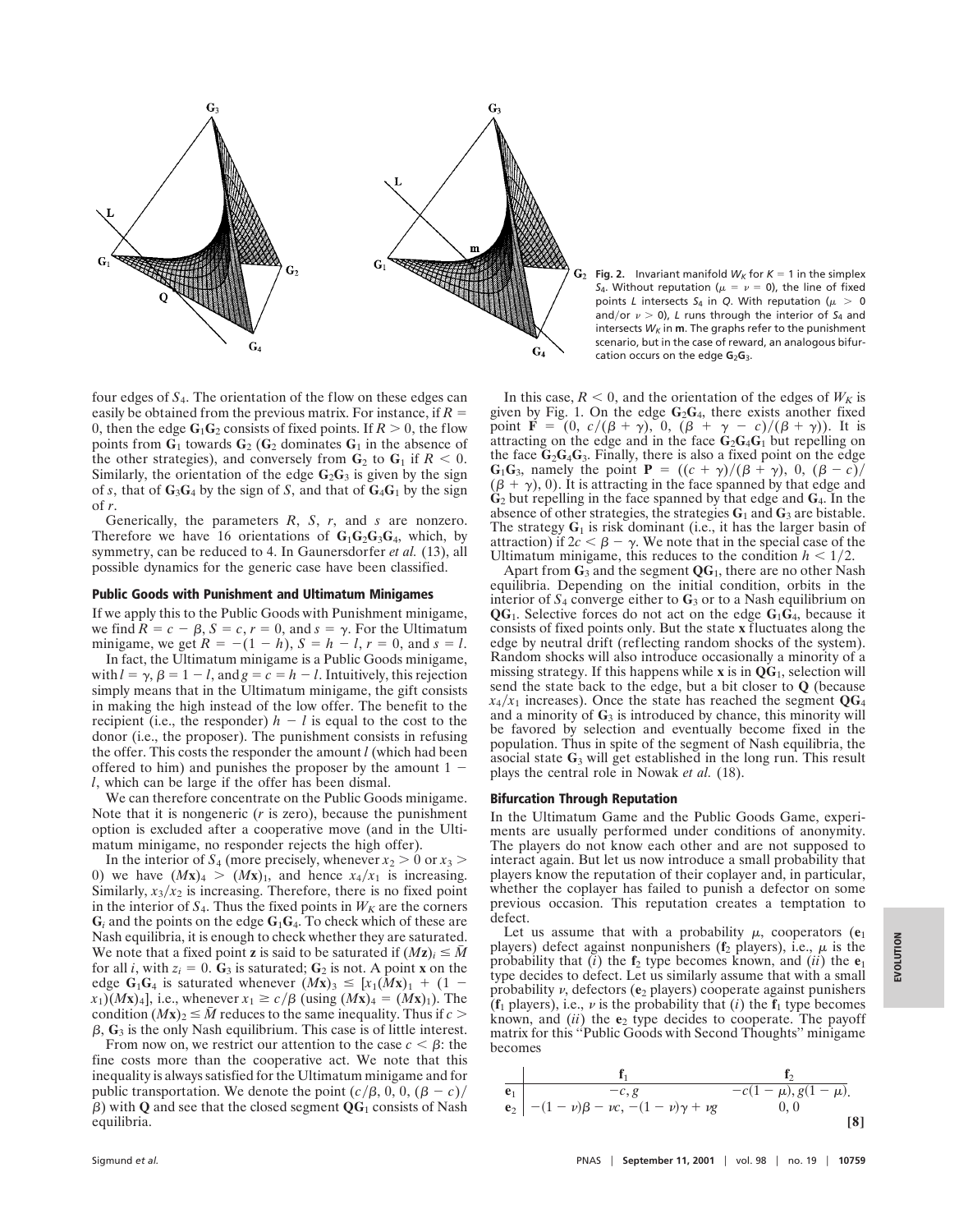**Fig. 2.** Invariant manifold $W_K$ for $K = 1$ in the simplex $S_4$. Without reputation ($\mu = \nu = 0$), the line of fixed points $L$ intersects $S_4$ in $Q$. With reputation ($\mu > 0$ and/or $\nu > 0$), $L$ runs through the interior of $S_4$ and intersects $W_K$ in **m**. The graphs refer to the punishment scenario, but in the case of reward, an analogous bifurcation occurs on the edge $\mathbf{G}_2\mathbf{G}_3$.

four edges of $S_4$. The orientation of the flow on these edges can easily be obtained from the previous matrix. For instance, if $R = 0$, then the edge $\mathbf{G}_1\mathbf{G}_2$ consists of fixed points. If $R > 0$, the flow points from $\mathbf{G}_1$ towards $\mathbf{G}_2$ ($\mathbf{G}_2$ dominates $\mathbf{G}_1$ in the absence of the other strategies), and conversely from $\mathbf{G}_2$ to $\mathbf{G}_1$ if $R < 0$. Similarly, the orientation of the edge $\mathbf{G}_2\mathbf{G}_3$ is given by the sign of $s$, that of $\mathbf{G}_3\mathbf{G}_4$ by the sign of $S$, and that of $\mathbf{G}_4\mathbf{G}_1$ by the sign of $r$.

Generically, the parameters $R$, $S$, $r$, and $s$ are nonzero. Therefore we have 16 orientations of $\mathbf{G}_1\mathbf{G}_2\mathbf{G}_3\mathbf{G}_4$, which, by symmetry, can be reduced to 4. In Gaunersdorfer *et al.* (13), all possible dynamics for the generic case have been classified.

## Public Goods with Punishment and Ultimatum Minigames

If we apply this to the Public Goods with Punishment minigame, we find $R = c - \beta$, $S = c$, $r = 0$, and $s = \gamma$. For the Ultimatum minigame, we get $R = -(1 - h)$, $S = h - l$, $r = 0$, and $s = l$.

In fact, the Ultimatum minigame is a Public Goods minigame, with $l = \gamma$, $\beta = 1 - l$, and $g = c = h - l$. Intuitively, this rejection simply means that in the Ultimatum minigame, the gift consists in making the high instead of the low offer. The benefit to the recipient (i.e., the responder) $h - l$ is equal to the cost to the donor (i.e., the proposer). The punishment consists in refusing the offer. This costs the responder the amount $l$ (which had been offered to him) and punishes the proposer by the amount $1 - l$, which can be large if the offer has been dismal.

We can therefore concentrate on the Public Goods minigame. Note that it is nongeneric ($r$ is zero), because the punishment option is excluded after a cooperative move (and in the Ultimatum minigame, no responder rejects the high offer).

In the interior of $S_4$ (more precisely, whenever $x_2 > 0$ or $x_3 > 0$) we have $(M\mathbf{x})_4 > (M\mathbf{x})_1$, and hence $x_4/x_1$ is increasing. Similarly, $x_3/x_2$ is increasing. Therefore, there is no fixed point in the interior of $S_4$. Thus the fixed points in $W_K$ are the corners $\mathbf{G}_i$ and the points on the edge $\mathbf{G}_1\mathbf{G}_4$. To check which of these are Nash equilibria, it is enough to check whether they are saturated. We note that a fixed point $\mathbf{z}$ is said to be saturated if $(M\mathbf{z})_i \leq \bar{M}$ for all $i$, with $z_i = 0$. $\mathbf{G}_3$ is saturated; $\mathbf{G}_2$ is not. A point $\mathbf{x}$ on the edge $\mathbf{G}_1\mathbf{G}_4$ is saturated whenever $(M\mathbf{x})_3 \leq [x_1(M\mathbf{x})_1 + (1 - x_1)(M\mathbf{x})_4]$, i.e., whenever $x_1 \geq c/\beta$ (using $(M\mathbf{x})_4 = (M\mathbf{x})_1$). The condition $(M\mathbf{x})_2 \leq \bar{M}$ reduces to the same inequality. Thus if $c > \beta$, $\mathbf{G}_3$ is the only Nash equilibrium. This case is of little interest.

From now on, we restrict our attention to the case $c < \beta$: the fine costs more than the cooperative act. We note that this inequality is always satisfied for the Ultimatum minigame and for public transportation. We denote the point $(c/\beta, 0, 0, (\beta - c)/\beta)$ with $\mathbf{Q}$ and see that the closed segment $\mathbf{QG}_1$ consists of Nash equilibria.

In this case, $R < 0$, and the orientation of the edges of $W_K$ is given by Fig. 1. On the edge $\mathbf{G}_2\mathbf{G}_4$, there exists another fixed point $\mathbf{F} = (0, c/(\beta + \gamma), 0, (\beta + \gamma - c)/(\beta + \gamma))$. It is attracting on the edge and in the face $\mathbf{G}_2\mathbf{G}_4\mathbf{G}_1$ but repelling on the face $\mathbf{G}_2\mathbf{G}_4\mathbf{G}_3$. Finally, there is also a fixed point on the edge $\mathbf{G}_1\mathbf{G}_3$, namely the point $\mathbf{P} = ((c + \gamma)/(\beta + \gamma), 0, (\beta - c)/(\beta + \gamma), 0)$. It is attracting in the face spanned by that edge and $\mathbf{G}_2$ but repelling in the face spanned by that edge and $\mathbf{G}_4$. In the absence of other strategies, the strategies $\mathbf{G}_1$ and $\mathbf{G}_3$ are bistable. The strategy $\mathbf{G}_1$ is risk dominant (i.e., it has the larger basin of attraction) if $2c < \beta - \gamma$. We note that in the special case of the Ultimatum minigame, this reduces to the condition $h < 1/2$.

Apart from $\mathbf{G}_3$ and the segment $\mathbf{QG}_1$, there are no other Nash equilibria. Depending on the initial condition, orbits in the interior of $S_4$ converge either to $\mathbf{G}_3$ or to a Nash equilibrium on $\mathbf{QG}_1$. Selective forces do not act on the edge $\mathbf{G}_1\mathbf{G}_4$, because it consists of fixed points only. But the state $\mathbf{x}$ fluctuates along the edge by neutral drift (reflecting random shocks of the system). Random shocks will also introduce occasionally a minority of a missing strategy. If this happens while $\mathbf{x}$ is in $\mathbf{QG}_1$, selection will send the state back to the edge, but a bit closer to $\mathbf{Q}$ (because $x_4/x_1$ increases). Once the state has reached the segment $\mathbf{QG}_4$ and a minority of $\mathbf{G}_3$ is introduced by chance, this minority will be favored by selection and eventually become fixed in the population. Thus in spite of the segment of Nash equilibria, the asocial state $\mathbf{G}_3$ will get established in the long run. This result plays the central role in Nowak *et al.* (18).

## Bifurcation Through Reputation

In the Ultimatum Game and the Public Goods Game, experiments are usually performed under conditions of anonymity. The players do not know each other and are not supposed to interact again. But let us now introduce a small probability that players know the reputation of their coplayer and, in particular, whether the coplayer has failed to punish a defector on some previous occasion. This reputation creates a temptation to defect.

Let us assume that with a probability $\mu$, cooperators ($\mathbf{e}_1$ players) defect against nonpunishers ($\mathbf{f}_2$ players), i.e., $\mu$ is the probability that (*i*) the $\mathbf{f}_2$ type becomes known, and (*ii*) the $\mathbf{e}_1$ type decides to defect. Let us similarly assume that with a small probability $\nu$, defectors ($\mathbf{e}_2$ players) cooperate against punishers ($\mathbf{f}_1$ players), i.e., $\nu$ is the probability that (*i*) the $\mathbf{f}_1$ type becomes known, and (*ii*) the $\mathbf{e}_2$ type decides to cooperate. The payoff matrix for this "Public Goods with Second Thoughts" minigame becomes

$$
\begin{array}{c|cc}
 & \mathbf{f}_1 & \mathbf{f}_2 \\
\hline
\mathbf{e}_1 & -c, g & -c(1-\mu), g(1-\mu) \\
\mathbf{e}_2 & -(1-\nu)\beta - \nu c, -(1-\nu)\gamma + \nu g & 0, 0
\end{array}
\qquad [8]
$$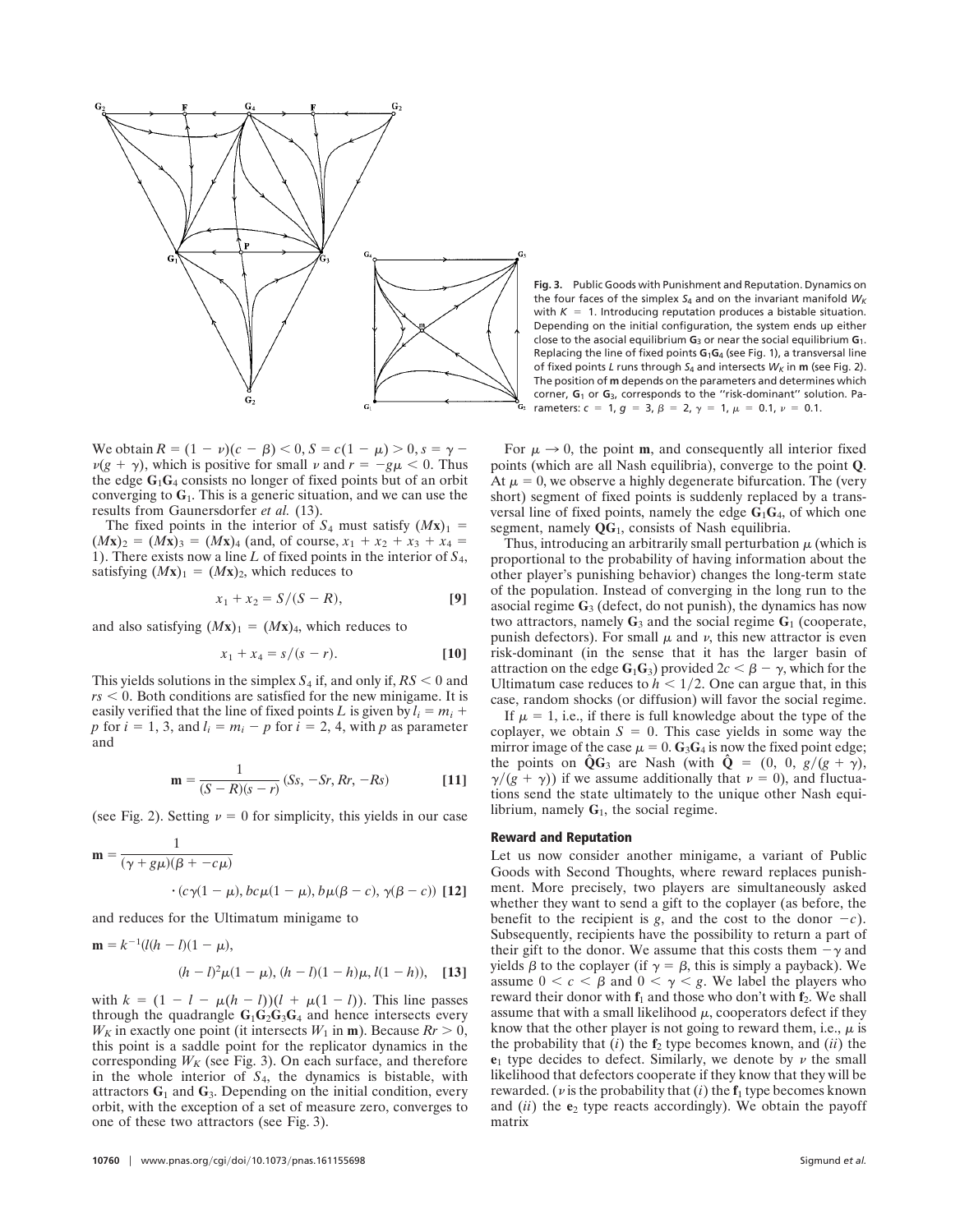**Fig. 3.** Public Goods with Punishment and Reputation. Dynamics on the four faces of the simplex $S_4$ and on the invariant manifold $W_K$ with $K = 1$. Introducing reputation produces a bistable situation. Depending on the initial configuration, the system ends up either close to the asocial equilibrium $\mathbf{G}_3$ or near the social equilibrium $\mathbf{G}_1$. Replacing the line of fixed points $\mathbf{G}_1\mathbf{G}_4$ (see Fig. 1), a transversal line of fixed points $L$ runs through $S_4$ and intersects $W_K$ in $\mathbf{m}$ (see Fig. 2). The position of $\mathbf{m}$ depends on the parameters and determines which corner, $\mathbf{G}_1$ or $\mathbf{G}_3$, corresponds to the ''risk-dominant'' solution. Parameters: $c = 1$, $g = 3$, $\beta = 2$, $\gamma = 1$, $\mu = 0.1$, $\nu = 0.1$.

We obtain $R = (1 - \nu)(c - \beta) < 0$, $S = c(1 - \mu) > 0$, $s = \gamma - \nu(g + \gamma)$, which is positive for small $\nu$ and $r = -g\mu < 0$. Thus the edge $\mathbf{G}_1\mathbf{G}_4$ consists no longer of fixed points but of an orbit converging to $\mathbf{G}_1$. This is a generic situation, and we can use the results from Gaunersdorfer *et al.* (13).

The fixed points in the interior of $S_4$ must satisfy $(M\mathbf{x})_1 = (M\mathbf{x})_2 = (M\mathbf{x})_3 = (M\mathbf{x})_4$ (and, of course, $x_1 + x_2 + x_3 + x_4 = 1$). There exists now a line $L$ of fixed points in the interior of $S_4$, satisfying $(M\mathbf{x})_1 = (M\mathbf{x})_2$, which reduces to

$$x_1 + x_2 = S/(S - R), \qquad [9]$$

and also satisfying $(M\mathbf{x})_1 = (M\mathbf{x})_4$, which reduces to

$$x_1 + x_4 = s/(s - r). \qquad [10]$$

This yields solutions in the simplex $S_4$ if, and only if, $RS < 0$ and $rs < 0$. Both conditions are satisfied for the new minigame. It is easily verified that the line of fixed points $L$ is given by $l_i = m_i + p$ for $i = 1, 3$, and $l_i = m_i - p$ for $i = 2, 4$, with $p$ as parameter and

$$\mathbf{m} = \frac{1}{(S - R)(s - r)}\,(Ss, -Sr, Rr, -Rs) \qquad [11]$$

(see Fig. 2). Setting $\nu = 0$ for simplicity, this yields in our case

$$\mathbf{m} = \frac{1}{(\gamma + g\mu)(\beta + -c\mu)} \cdot (c\gamma(1 - \mu), bc\mu(1 - \mu), b\mu(\beta - c), \gamma(\beta - c)) \qquad [12]$$

and reduces for the Ultimatum minigame to

$$\mathbf{m} = k^{-1}(l(h - l)(1 - \mu), (h - l)^2\mu(1 - \mu), (h - l)(1 - h)\mu, l(1 - h)), \qquad [13]$$

with $k = (1 - l - \mu(h - l))(l + \mu(1 - l))$. This line passes through the quadrangle $\mathbf{G}_1\mathbf{G}_2\mathbf{G}_3\mathbf{G}_4$ and hence intersects every $W_K$ in exactly one point (it intersects $W_1$ in $\mathbf{m}$). Because $Rr > 0$, this point is a saddle point for the replicator dynamics in the corresponding $W_K$ (see Fig. 3). On each surface, and therefore in the whole interior of $S_4$, the dynamics is bistable, with attractors $\mathbf{G}_1$ and $\mathbf{G}_3$. Depending on the initial condition, every orbit, with the exception of a set of measure zero, converges to one of these two attractors (see Fig. 3).

For $\mu \to 0$, the point $\mathbf{m}$, and consequently all interior fixed points (which are all Nash equilibria), converge to the point $\mathbf{Q}$. At $\mu = 0$, we observe a highly degenerate bifurcation. The (very short) segment of fixed points is suddenly replaced by a transversal line of fixed points, namely the edge $\mathbf{G}_1\mathbf{G}_4$, of which one segment, namely $\mathbf{QG}_1$, consists of Nash equilibria.

Thus, introducing an arbitrarily small perturbation $\mu$ (which is proportional to the probability of having information about the other player's punishing behavior) changes the long-term state of the population. Instead of converging in the long run to the asocial regime $\mathbf{G}_3$ (defect, do not punish), the dynamics has now two attractors, namely $\mathbf{G}_3$ and the social regime $\mathbf{G}_1$ (cooperate, punish defectors). For small $\mu$ and $\nu$, this new attractor is even risk-dominant (in the sense that it has the larger basin of attraction on the edge $\mathbf{G}_1\mathbf{G}_3$) provided $2c < \beta - \gamma$, which for the Ultimatum case reduces to $h < 1/2$. One can argue that, in this case, random shocks (or diffusion) will favor the social regime.

If $\mu = 1$, i.e., if there is full knowledge about the type of the coplayer, we obtain $S = 0$. This case yields in some way the mirror image of the case $\mu = 0$. $\mathbf{G}_3\mathbf{G}_4$ is now the fixed point edge; the points on $\hat{\mathbf{Q}}\mathbf{G}_3$ are Nash (with $\hat{\mathbf{Q}} = (0, 0, g/(g + \gamma), \gamma/(g + \gamma))$ if we assume additionally that $\nu = 0$), and fluctuations send the state ultimately to the unique other Nash equilibrium, namely $\mathbf{G}_1$, the social regime.

## Reward and Reputation

Let us now consider another minigame, a variant of Public Goods with Second Thoughts, where reward replaces punishment. More precisely, two players are simultaneously asked whether they want to send a gift to the coplayer (as before, the benefit to the recipient is $g$, and the cost to the donor $-c$). Subsequently, recipients have the possibility to return a part of their gift to the donor. We assume that this costs them $-\gamma$ and yields $\beta$ to the coplayer (if $\gamma = \beta$, this is simply a payback). We assume $0 < c < \beta$ and $0 < \gamma < g$. We label the players who reward their donor with $\mathbf{f}_1$ and those who don't with $\mathbf{f}_2$. We shall assume that with a small likelihood $\mu$, cooperators defect if they know that the other player is not going to reward them, i.e., $\mu$ is the probability that (*i*) the $\mathbf{f}_2$ type becomes known, and (*ii*) the $\mathbf{e}_1$ type decides to defect. Similarly, we denote by $\nu$ the small likelihood that defectors cooperate if they know that they will be rewarded. ($\nu$ is the probability that (*i*) the $\mathbf{f}_1$ type becomes known and (*ii*) the $\mathbf{e}_2$ type reacts accordingly). We obtain the payoff matrix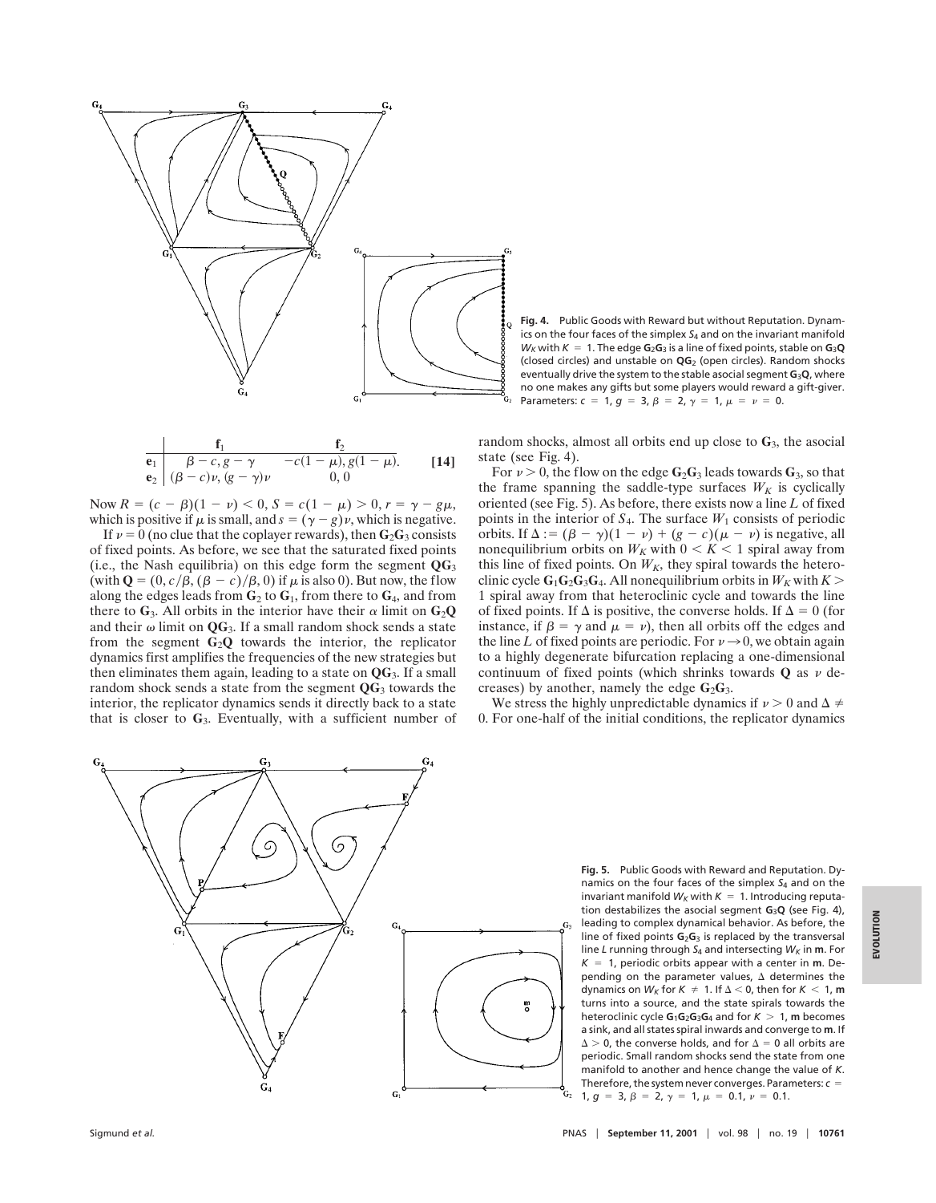**Fig. 4.** Public Goods with Reward but without Reputation. Dynamics on the four faces of the simplex $S_4$ and on the invariant manifold $W_K$ with $K = 1$. The edge $\mathbf{G}_2\mathbf{G}_3$ is a line of fixed points, stable on $\mathbf{G}_3\mathbf{Q}$ (closed circles) and unstable on $\mathbf{QG}_2$ (open circles). Random shocks eventually drive the system to the stable asocial segment $\mathbf{G}_3\mathbf{Q}$, where no one makes any gifts but some players would reward a gift-giver. Parameters: $c = 1$, $g = 3$, $\beta = 2$, $\gamma = 1$, $\mu = \nu = 0$.

$$
\begin{array}{c|cc}
 & \mathbf{f}_1 & \mathbf{f}_2 \\
\hline
\mathbf{e}_1 & \beta - c, g - \gamma & -c(1-\mu), g(1-\mu). \\
\mathbf{e}_2 & (\beta - c)\nu, (g - \gamma)\nu & 0, 0
\end{array}
\qquad [14]
$$

Now $R = (c - \beta)(1 - \nu) < 0$, $S = c(1 - \mu) > 0$, $r = \gamma - g\mu$, which is positive if $\mu$ is small, and $s = (\gamma - g)\nu$, which is negative.

If $\nu = 0$ (no clue that the coplayer rewards), then $\mathbf{G}_2\mathbf{G}_3$ consists of fixed points. As before, we see that the saturated fixed points (i.e., the Nash equilibria) on this edge form the segment $\mathbf{QG}_3$ (with $\mathbf{Q} = (0, c/\beta, (\beta - c)/\beta, 0)$ if $\mu$ is also 0). But now, the flow along the edges leads from $\mathbf{G}_2$ to $\mathbf{G}_1$, from there to $\mathbf{G}_4$, and from there to $\mathbf{G}_3$. All orbits in the interior have their $\alpha$ limit on $\mathbf{G}_2\mathbf{Q}$ and their $\omega$ limit on $\mathbf{QG}_3$. If a small random shock sends a state from the segment $\mathbf{G}_2\mathbf{Q}$ towards the interior, the replicator dynamics first amplifies the frequencies of the new strategies but then eliminates them again, leading to a state on $\mathbf{QG}_3$. If a small random shock sends a state from the segment $\mathbf{QG}_3$ towards the interior, the replicator dynamics sends it directly back to a state that is closer to $\mathbf{G}_3$. Eventually, with a sufficient number of random shocks, almost all orbits end up close to $\mathbf{G}_3$, the asocial state (see Fig. 4).

For $\nu > 0$, the flow on the edge $\mathbf{G}_2\mathbf{G}_3$ leads towards $\mathbf{G}_3$, so that the frame spanning the saddle-type surfaces $W_K$ is cyclically oriented (see Fig. 5). As before, there exists now a line $L$ of fixed points in the interior of $S_4$. The surface $W_1$ consists of periodic orbits. If $\Delta := (\beta - \gamma)(1 - \nu) + (g - c)(\mu - \nu)$ is negative, all nonequilibrium orbits on $W_K$ with $0 < K < 1$ spiral away from this line of fixed points. On $W_K$, they spiral towards the heteroclinic cycle $\mathbf{G}_1\mathbf{G}_2\mathbf{G}_3\mathbf{G}_4$. All nonequilibrium orbits in $W_K$ with $K > 1$ spiral away from that heteroclinic cycle and towards the line of fixed points. If $\Delta$ is positive, the converse holds. If $\Delta = 0$ (for instance, if $\beta = \gamma$ and $\mu = \nu$), then all orbits off the edges and the line $L$ of fixed points are periodic. For $\nu \to 0$, we obtain again to a highly degenerate bifurcation replacing a one-dimensional continuum of fixed points (which shrinks towards $\mathbf{Q}$ as $\nu$ decreases) by another, namely the edge $\mathbf{G}_2\mathbf{G}_3$.

We stress the highly unpredictable dynamics if $\nu > 0$ and $\Delta \neq 0$. For one-half of the initial conditions, the replicator dynamics

**Fig. 5.** Public Goods with Reward and Reputation. Dynamics on the four faces of the simplex $S_4$ and on the invariant manifold $W_K$ with $K = 1$. Introducing reputation destabilizes the asocial segment $\mathbf{G}_3\mathbf{Q}$ (see Fig. 4), leading to complex dynamical behavior. As before, the line of fixed points $\mathbf{G}_2\mathbf{G}_3$ is replaced by the transversal line $L$ running through $S_4$ and intersecting $W_K$ in $\mathbf{m}$. For $K = 1$, periodic orbits appear with a center in $\mathbf{m}$. Depending on the parameter values, $\Delta$ determines the dynamics on $W_K$ for $K \neq 1$. If $\Delta < 0$, then for $K < 1$, $\mathbf{m}$ turns into a source, and the state spirals towards the heteroclinic cycle $\mathbf{G}_1\mathbf{G}_2\mathbf{G}_3\mathbf{G}_4$ and for $K > 1$, $\mathbf{m}$ becomes a sink, and all states spiral inwards and converge to $\mathbf{m}$. If $\Delta > 0$, the converse holds, and for $\Delta = 0$ all orbits are periodic. Small random shocks send the state from one manifold to another and hence change the value of $K$. Therefore, the system never converges. Parameters: $c = 1$, $g = 3$, $\beta = 2$, $\gamma = 1$, $\mu = 0.1$, $\nu = 0.1$.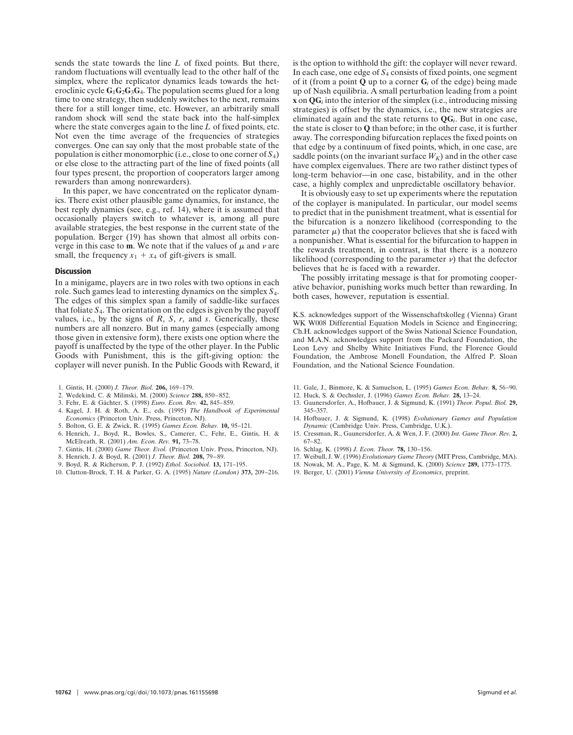sends the state towards the line $L$ of fixed points. But there, random fluctuations will eventually lead to the other half of the simplex, where the replicator dynamics leads towards the heteroclinic cycle $\mathbf{G}_1\mathbf{G}_2\mathbf{G}_3\mathbf{G}_4$. The population seems glued for a long time to one strategy, then suddenly switches to the next, remains there for a still longer time, etc. However, an arbitrarily small random shock will send the state back into the half-simplex where the state converges again to the line $L$ of fixed points, etc. Not even the time average of the frequencies of strategies converges. One can say only that the most probable state of the population is either monomorphic (i.e., close to one corner of $S_4$) or else close to the attracting part of the line of fixed points (all four types present, the proportion of cooperators larger among rewarders than among nonrewarders).

In this paper, we have concentrated on the replicator dynamics. There exist other plausible game dynamics, for instance, the best reply dynamics (see, e.g., ref. 14), where it is assumed that occasionally players switch to whatever is, among all pure available strategies, the best response in the current state of the population. Berger (19) has shown that almost all orbits converge in this case to $\mathbf{m}$. We note that if the values of $\mu$ and $\nu$ are small, the frequency $x_1 + x_4$ of gift-givers is small.

## Discussion

In a minigame, players are in two roles with two options in each role. Such games lead to interesting dynamics on the simplex $S_4$. The edges of this simplex span a family of saddle-like surfaces that foliate $S_4$. The orientation on the edges is given by the payoff values, i.e., by the signs of $R$, $S$, $r$, and $s$. Generically, these numbers are all nonzero. But in many games (especially among those given in extensive form), there exists one option where the payoff is unaffected by the type of the other player. In the Public Goods with Punishment, this is the gift-giving option: the coplayer will never punish. In the Public Goods with Reward, it is the option to withhold the gift: the coplayer will never reward. In each case, one edge of $S_4$ consists of fixed points, one segment of it (from a point $\mathbf{Q}$ up to a corner $\mathbf{G}_i$ of the edge) being made up of Nash equilibria. A small perturbation leading from a point $\mathbf{x}$ on $\mathbf{QG}_i$ into the interior of the simplex (i.e., introducing missing strategies) is offset by the dynamics, i.e., the new strategies are eliminated again and the state returns to $\mathbf{QG}_i$. But in one case, the state is closer to $\mathbf{Q}$ than before; in the other case, it is further away. The corresponding bifurcation replaces the fixed points on that edge by a continuum of fixed points, which, in one case, are saddle points (on the invariant surface $W_K$) and in the other case have complex eigenvalues. There are two rather distinct types of long-term behavior—in one case, bistability, and in the other case, a highly complex and unpredictable oscillatory behavior.

It is obviously easy to set up experiments where the reputation of the coplayer is manipulated. In particular, our model seems to predict that in the punishment treatment, what is essential for the bifurcation is a nonzero likelihood (corresponding to the parameter $\mu$) that the cooperator believes that she is faced with a nonpunisher. What is essential for the bifurcation to happen in the rewards treatment, in contrast, is that there is a nonzero likelihood (corresponding to the parameter $\nu$) that the defector believes that he is faced with a rewarder.

The possibly irritating message is that for promoting cooperative behavior, punishing works much better than rewarding. In both cases, however, reputation is essential.

K.S. acknowledges support of the Wissenschaftskolleg (Vienna) Grant WK W008 Differential Equation Models in Science and Engineering; Ch.H. acknowledges support of the Swiss National Science Foundation, and M.A.N. acknowledges support from the Packard Foundation, the Leon Levy and Shelby White Initiatives Fund, the Florence Gould Foundation, the Ambrose Monell Foundation, the Alfred P. Sloan Foundation, and the National Science Foundation.

1. Gintis, H. (2000) *J. Theor. Biol.* **206,** 169–179.
2. Wedekind, C. & Milinski, M. (2000) *Science* **288,** 850–852.
3. Fehr, E. & Gächter, S. (1998) *Euro. Econ. Rev.* **42,** 845–859.
4. Kagel, J. H. & Roth, A. E., eds. (1995) *The Handbook of Experimental Economics* (Princeton Univ. Press, Princeton, NJ).
5. Bolton, G. E. & Zwick, R. (1995) *Games Econ. Behav.* **10,** 95–121.
6. Henrich, J., Boyd, R., Bowles, S., Camerer, C., Fehr, E., Gintis, H. & McElreath, R. (2001) *Am. Econ. Rev.* **91,** 73–78.
7. Gintis, H. (2000) *Game Theor. Evol.* (Princeton Univ. Press, Princeton, NJ).
8. Henrich, J. & Boyd, R. (2001) *J. Theor. Biol.* **208,** 79–89.
9. Boyd, R. & Richerson, P. J. (1992) *Ethol. Sociobiol.* **13,** 171–195.
10. Clutton-Brock, T. H. & Parker, G. A. (1995) *Nature (London)* **373,** 209–216.
11. Gale, J., Binmore, K. & Samuelson, L. (1995) *Games Econ. Behav.* **8,** 56–90.
12. Huck, S. & Oechssler, J. (1996) *Games Econ. Behav.* **28,** 13–24.
13. Gaunersdorfer, A., Hofbauer, J. & Sigmund, K. (1991) *Theor. Popul. Biol.* **29,** 345–357.
14. Hofbauer, J. & Sigmund, K. (1998) *Evolutionary Games and Population Dynamic* (Cambridge Univ. Press, Cambridge, U.K.).
15. Cressman, R., Gaunersdorfer, A. & Wen, J. F. (2000) *Int. Game Theor. Rev.* **2,** 67–82.
16. Schlag, K. (1998) *J. Econ. Theor.* **78,** 130–156.
17. Weibull, J. W. (1996) *Evolutionary Game Theory* (MIT Press, Cambridge, MA).
18. Nowak, M. A., Page, K. M. & Sigmund, K. (2000) *Science* **289,** 1773–1775.
19. Berger, U. (2001) *Vienna University of Economics*, preprint.